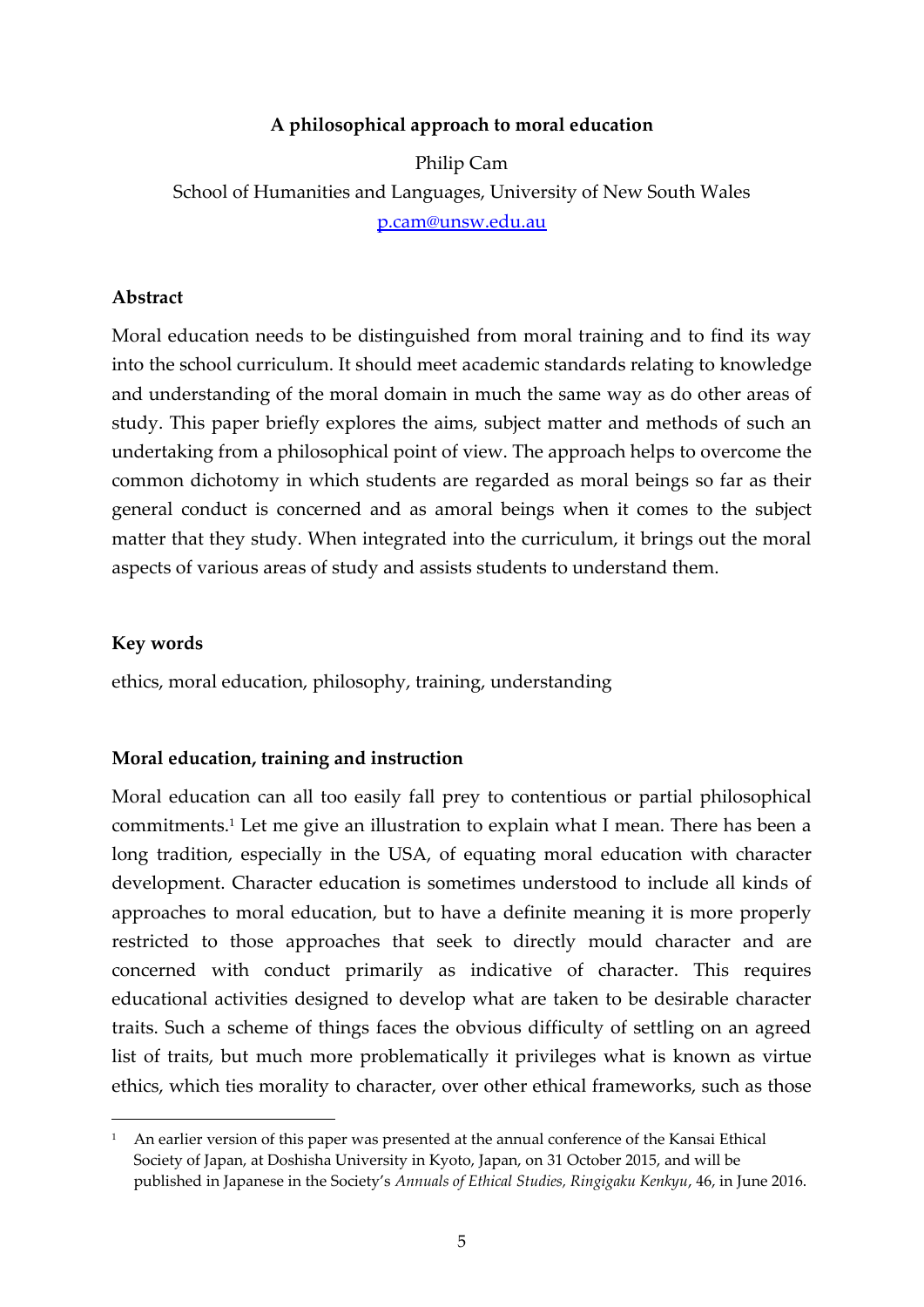# A philosophical approach to moral education

Philip Cam

School of Humanities and Languages, University of New South Wales

p.cam@unsw.edu.au

## Abstract

Moral education needs to be distinguished from moral training and to find its way into the school curriculum. It should meet academic standards relating to knowledge and understanding of the moral domain in much the same way as do other areas of study. This paper briefly explores the aims, subject matter and methods of such an undertaking from a philosophical point of view. The approach helps to overcome the common dichotomy in which students are regarded as moral beings so far as their general conduct is concerned and as amoral beings when it comes to the subject matter that they study. When integrated into the curriculum, it brings out the moral aspects of various areas of study and assists students to understand them.

## Key words

ethics, moral education, philosophy, training, understanding

## Moral education, training and instruction

Moral education can all too easily fall prey to contentious or partial philosophical commitments.[1] Let me give an illustration to explain what I mean. There has been a long tradition, especially in the USA, of equating moral education with character development. Character education is sometimes understood to include all kinds of approaches to moral education, but to have a definite meaning it is more properly restricted to those approaches that seek to directly mould character and are concerned with conduct primarily as indicative of character. This requires educational activities designed to develop what are taken to be desirable character traits. Such a scheme of things faces the obvious difficulty of settling on an agreed list of traits, but much more problematically it privileges what is known as virtue ethics, which ties morality to character, over other ethical frameworks, such as those

[1] An earlier version of this paper was presented at the annual conference of the Kansai Ethical Society of Japan, at Doshisha University in Kyoto, Japan, on 31 October 2015, and will be published in Japanese in the Society's *Annuals of Ethical Studies, Ringigaku Kenkyu*, 46, in June 2016.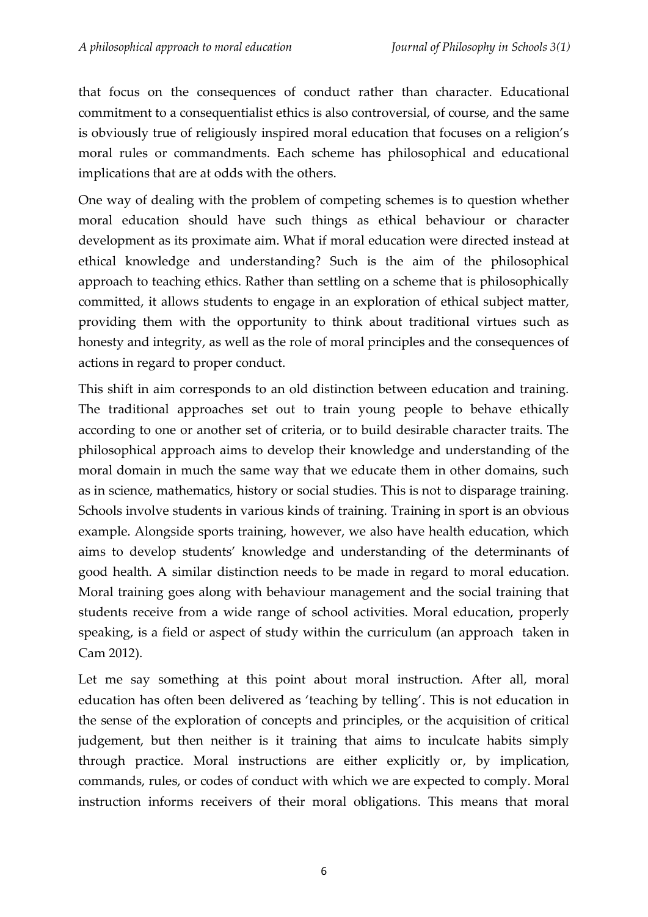that focus on the consequences of conduct rather than character. Educational commitment to a consequentialist ethics is also controversial, of course, and the same is obviously true of religiously inspired moral education that focuses on a religion's moral rules or commandments. Each scheme has philosophical and educational implications that are at odds with the others.

One way of dealing with the problem of competing schemes is to question whether moral education should have such things as ethical behaviour or character development as its proximate aim. What if moral education were directed instead at ethical knowledge and understanding? Such is the aim of the philosophical approach to teaching ethics. Rather than settling on a scheme that is philosophically committed, it allows students to engage in an exploration of ethical subject matter, providing them with the opportunity to think about traditional virtues such as honesty and integrity, as well as the role of moral principles and the consequences of actions in regard to proper conduct.

This shift in aim corresponds to an old distinction between education and training. The traditional approaches set out to train young people to behave ethically according to one or another set of criteria, or to build desirable character traits. The philosophical approach aims to develop their knowledge and understanding of the moral domain in much the same way that we educate them in other domains, such as in science, mathematics, history or social studies. This is not to disparage training. Schools involve students in various kinds of training. Training in sport is an obvious example. Alongside sports training, however, we also have health education, which aims to develop students' knowledge and understanding of the determinants of good health. A similar distinction needs to be made in regard to moral education. Moral training goes along with behaviour management and the social training that students receive from a wide range of school activities. Moral education, properly speaking, is a field or aspect of study within the curriculum (an approach taken in Cam 2012).

Let me say something at this point about moral instruction. After all, moral education has often been delivered as 'teaching by telling'. This is not education in the sense of the exploration of concepts and principles, or the acquisition of critical judgement, but then neither is it training that aims to inculcate habits simply through practice. Moral instructions are either explicitly or, by implication, commands, rules, or codes of conduct with which we are expected to comply. Moral instruction informs receivers of their moral obligations. This means that moral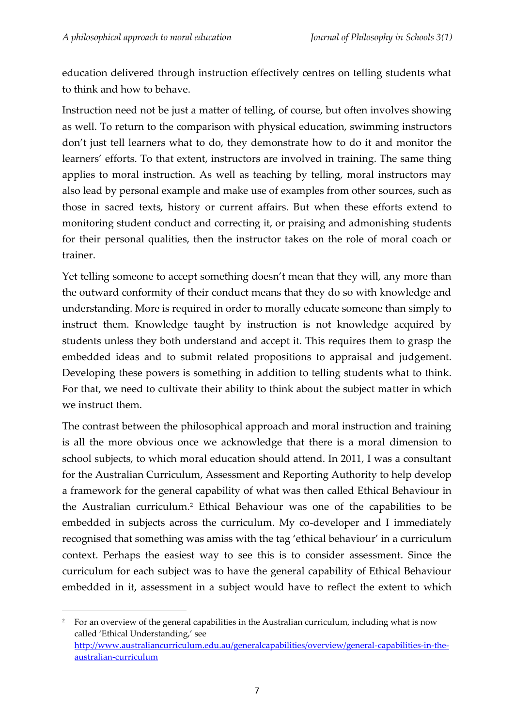education delivered through instruction effectively centres on telling students what to think and how to behave.

Instruction need not be just a matter of telling, of course, but often involves showing as well. To return to the comparison with physical education, swimming instructors don't just tell learners what to do, they demonstrate how to do it and monitor the learners' efforts. To that extent, instructors are involved in training. The same thing applies to moral instruction. As well as teaching by telling, moral instructors may also lead by personal example and make use of examples from other sources, such as those in sacred texts, history or current affairs. But when these efforts extend to monitoring student conduct and correcting it, or praising and admonishing students for their personal qualities, then the instructor takes on the role of moral coach or trainer.

Yet telling someone to accept something doesn't mean that they will, any more than the outward conformity of their conduct means that they do so with knowledge and understanding. More is required in order to morally educate someone than simply to instruct them. Knowledge taught by instruction is not knowledge acquired by students unless they both understand and accept it. This requires them to grasp the embedded ideas and to submit related propositions to appraisal and judgement. Developing these powers is something in addition to telling students what to think. For that, we need to cultivate their ability to think about the subject matter in which we instruct them.

The contrast between the philosophical approach and moral instruction and training is all the more obvious once we acknowledge that there is a moral dimension to school subjects, to which moral education should attend. In 2011, I was a consultant for the Australian Curriculum, Assessment and Reporting Authority to help develop a framework for the general capability of what was then called Ethical Behaviour in the Australian curriculum.[2] Ethical Behaviour was one of the capabilities to be embedded in subjects across the curriculum. My co-developer and I immediately recognised that something was amiss with the tag 'ethical behaviour' in a curriculum context. Perhaps the easiest way to see this is to consider assessment. Since the curriculum for each subject was to have the general capability of Ethical Behaviour embedded in it, assessment in a subject would have to reflect the extent to which

[2] For an overview of the general capabilities in the Australian curriculum, including what is now called 'Ethical Understanding,' see http://www.australiancurriculum.edu.au/generalcapabilities/overview/general-capabilities-in-the-australian-curriculum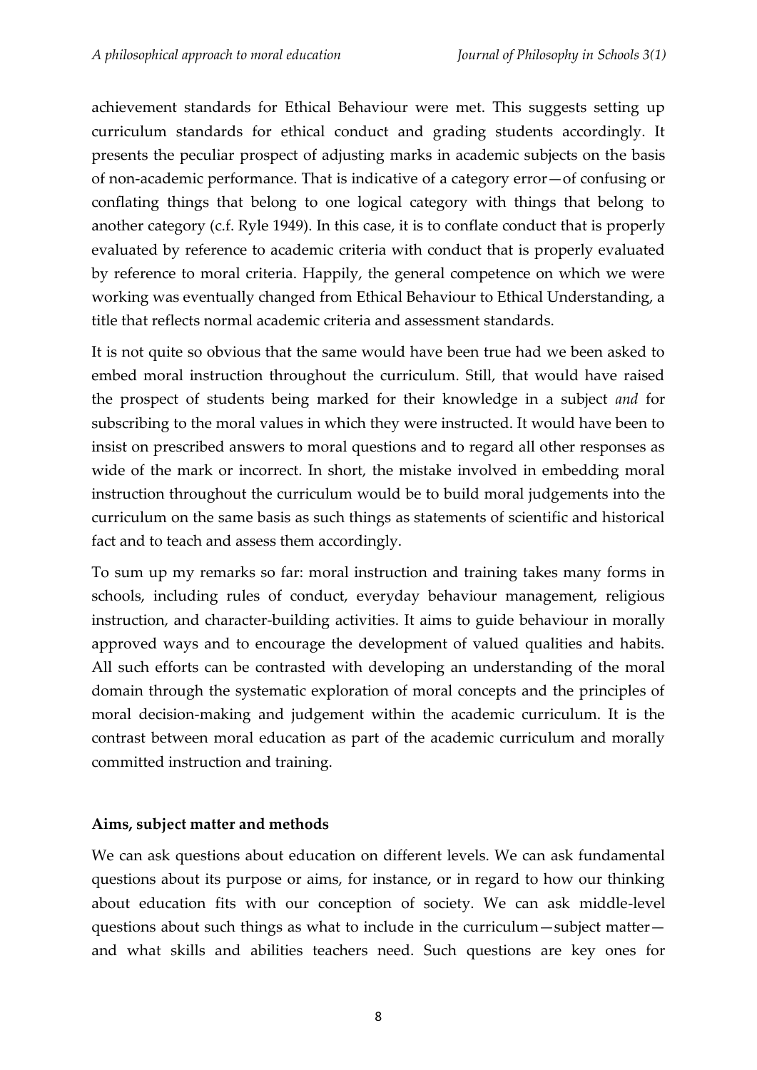achievement standards for Ethical Behaviour were met. This suggests setting up curriculum standards for ethical conduct and grading students accordingly. It presents the peculiar prospect of adjusting marks in academic subjects on the basis of non-academic performance. That is indicative of a category error—of confusing or conflating things that belong to one logical category with things that belong to another category (c.f. Ryle 1949). In this case, it is to conflate conduct that is properly evaluated by reference to academic criteria with conduct that is properly evaluated by reference to moral criteria. Happily, the general competence on which we were working was eventually changed from Ethical Behaviour to Ethical Understanding, a title that reflects normal academic criteria and assessment standards.

It is not quite so obvious that the same would have been true had we been asked to embed moral instruction throughout the curriculum. Still, that would have raised the prospect of students being marked for their knowledge in a subject *and* for subscribing to the moral values in which they were instructed. It would have been to insist on prescribed answers to moral questions and to regard all other responses as wide of the mark or incorrect. In short, the mistake involved in embedding moral instruction throughout the curriculum would be to build moral judgements into the curriculum on the same basis as such things as statements of scientific and historical fact and to teach and assess them accordingly.

To sum up my remarks so far: moral instruction and training takes many forms in schools, including rules of conduct, everyday behaviour management, religious instruction, and character-building activities. It aims to guide behaviour in morally approved ways and to encourage the development of valued qualities and habits. All such efforts can be contrasted with developing an understanding of the moral domain through the systematic exploration of moral concepts and the principles of moral decision-making and judgement within the academic curriculum. It is the contrast between moral education as part of the academic curriculum and morally committed instruction and training.

**Aims, subject matter and methods**

We can ask questions about education on different levels. We can ask fundamental questions about its purpose or aims, for instance, or in regard to how our thinking about education fits with our conception of society. We can ask middle-level questions about such things as what to include in the curriculum—subject matter—and what skills and abilities teachers need. Such questions are key ones for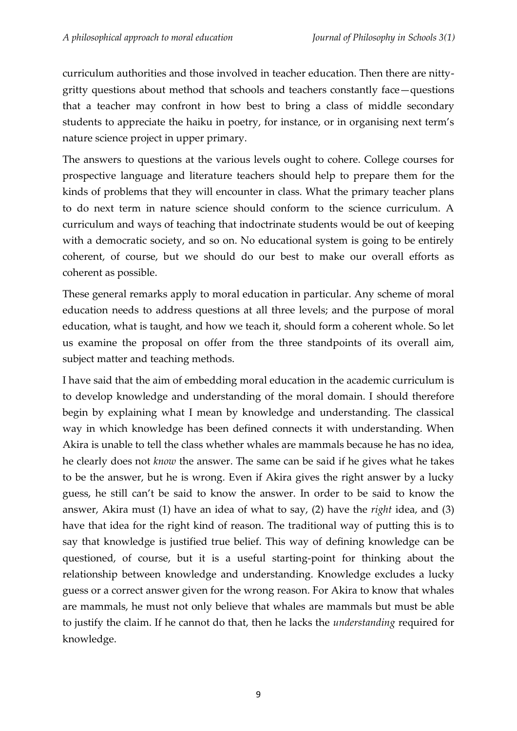curriculum authorities and those involved in teacher education. Then there are nitty-gritty questions about method that schools and teachers constantly face—questions that a teacher may confront in how best to bring a class of middle secondary students to appreciate the haiku in poetry, for instance, or in organising next term's nature science project in upper primary.

The answers to questions at the various levels ought to cohere. College courses for prospective language and literature teachers should help to prepare them for the kinds of problems that they will encounter in class. What the primary teacher plans to do next term in nature science should conform to the science curriculum. A curriculum and ways of teaching that indoctrinate students would be out of keeping with a democratic society, and so on. No educational system is going to be entirely coherent, of course, but we should do our best to make our overall efforts as coherent as possible.

These general remarks apply to moral education in particular. Any scheme of moral education needs to address questions at all three levels; and the purpose of moral education, what is taught, and how we teach it, should form a coherent whole. So let us examine the proposal on offer from the three standpoints of its overall aim, subject matter and teaching methods.

I have said that the aim of embedding moral education in the academic curriculum is to develop knowledge and understanding of the moral domain. I should therefore begin by explaining what I mean by knowledge and understanding. The classical way in which knowledge has been defined connects it with understanding. When Akira is unable to tell the class whether whales are mammals because he has no idea, he clearly does not *know* the answer. The same can be said if he gives what he takes to be the answer, but he is wrong. Even if Akira gives the right answer by a lucky guess, he still can't be said to know the answer. In order to be said to know the answer, Akira must (1) have an idea of what to say, (2) have the *right* idea, and (3) have that idea for the right kind of reason. The traditional way of putting this is to say that knowledge is justified true belief. This way of defining knowledge can be questioned, of course, but it is a useful starting-point for thinking about the relationship between knowledge and understanding. Knowledge excludes a lucky guess or a correct answer given for the wrong reason. For Akira to know that whales are mammals, he must not only believe that whales are mammals but must be able to justify the claim. If he cannot do that, then he lacks the *understanding* required for knowledge.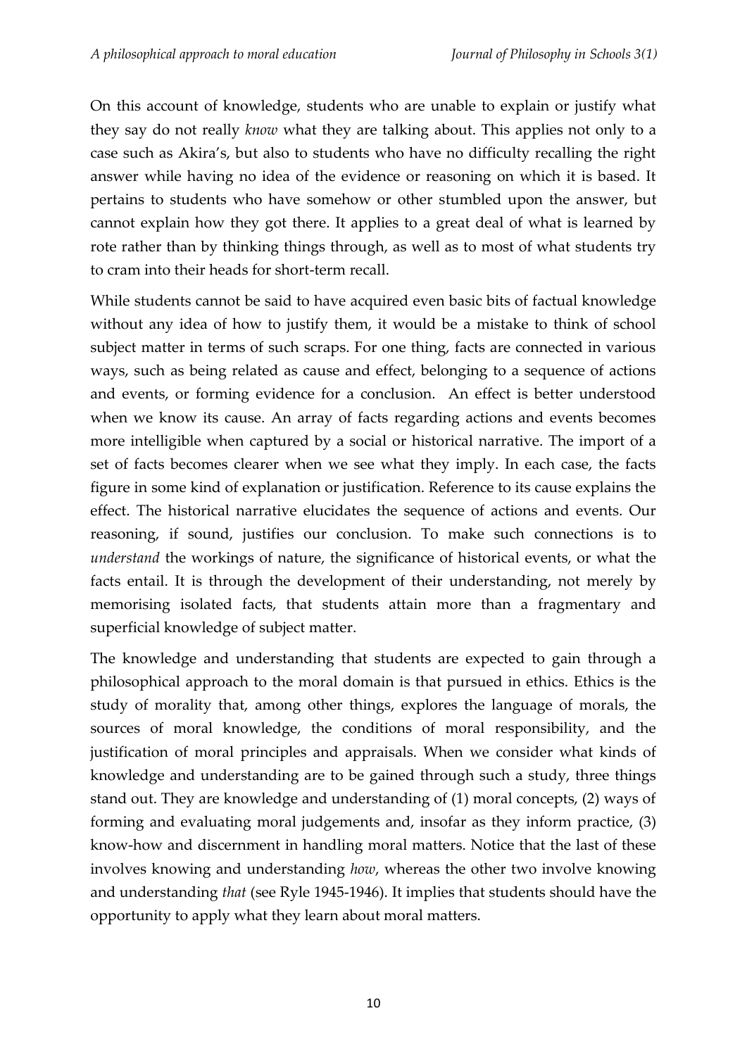On this account of knowledge, students who are unable to explain or justify what they say do not really *know* what they are talking about. This applies not only to a case such as Akira's, but also to students who have no difficulty recalling the right answer while having no idea of the evidence or reasoning on which it is based. It pertains to students who have somehow or other stumbled upon the answer, but cannot explain how they got there. It applies to a great deal of what is learned by rote rather than by thinking things through, as well as to most of what students try to cram into their heads for short-term recall.

While students cannot be said to have acquired even basic bits of factual knowledge without any idea of how to justify them, it would be a mistake to think of school subject matter in terms of such scraps. For one thing, facts are connected in various ways, such as being related as cause and effect, belonging to a sequence of actions and events, or forming evidence for a conclusion. An effect is better understood when we know its cause. An array of facts regarding actions and events becomes more intelligible when captured by a social or historical narrative. The import of a set of facts becomes clearer when we see what they imply. In each case, the facts figure in some kind of explanation or justification. Reference to its cause explains the effect. The historical narrative elucidates the sequence of actions and events. Our reasoning, if sound, justifies our conclusion. To make such connections is to *understand* the workings of nature, the significance of historical events, or what the facts entail. It is through the development of their understanding, not merely by memorising isolated facts, that students attain more than a fragmentary and superficial knowledge of subject matter.

The knowledge and understanding that students are expected to gain through a philosophical approach to the moral domain is that pursued in ethics. Ethics is the study of morality that, among other things, explores the language of morals, the sources of moral knowledge, the conditions of moral responsibility, and the justification of moral principles and appraisals. When we consider what kinds of knowledge and understanding are to be gained through such a study, three things stand out. They are knowledge and understanding of (1) moral concepts, (2) ways of forming and evaluating moral judgements and, insofar as they inform practice, (3) know-how and discernment in handling moral matters. Notice that the last of these involves knowing and understanding *how*, whereas the other two involve knowing and understanding *that* (see Ryle 1945-1946). It implies that students should have the opportunity to apply what they learn about moral matters.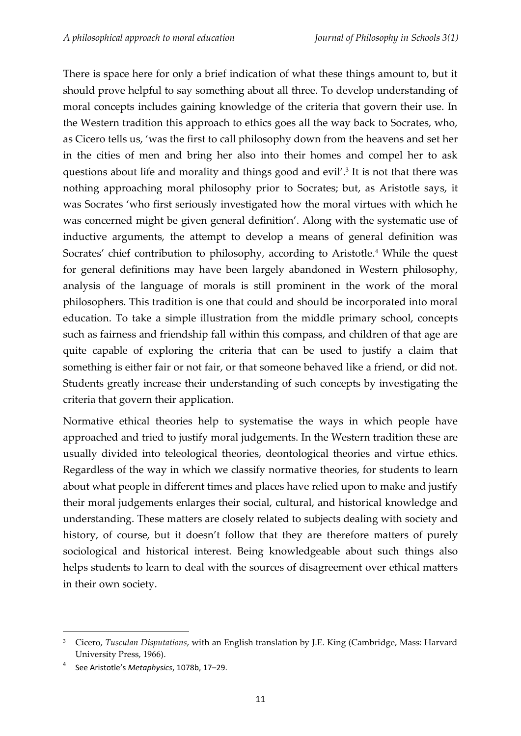There is space here for only a brief indication of what these things amount to, but it should prove helpful to say something about all three. To develop understanding of moral concepts includes gaining knowledge of the criteria that govern their use. In the Western tradition this approach to ethics goes all the way back to Socrates, who, as Cicero tells us, 'was the first to call philosophy down from the heavens and set her in the cities of men and bring her also into their homes and compel her to ask questions about life and morality and things good and evil'.[3] It is not that there was nothing approaching moral philosophy prior to Socrates; but, as Aristotle says, it was Socrates 'who first seriously investigated how the moral virtues with which he was concerned might be given general definition'. Along with the systematic use of inductive arguments, the attempt to develop a means of general definition was Socrates' chief contribution to philosophy, according to Aristotle.[4] While the quest for general definitions may have been largely abandoned in Western philosophy, analysis of the language of morals is still prominent in the work of the moral philosophers. This tradition is one that could and should be incorporated into moral education. To take a simple illustration from the middle primary school, concepts such as fairness and friendship fall within this compass, and children of that age are quite capable of exploring the criteria that can be used to justify a claim that something is either fair or not fair, or that someone behaved like a friend, or did not. Students greatly increase their understanding of such concepts by investigating the criteria that govern their application.

Normative ethical theories help to systematise the ways in which people have approached and tried to justify moral judgements. In the Western tradition these are usually divided into teleological theories, deontological theories and virtue ethics. Regardless of the way in which we classify normative theories, for students to learn about what people in different times and places have relied upon to make and justify their moral judgements enlarges their social, cultural, and historical knowledge and understanding. These matters are closely related to subjects dealing with society and history, of course, but it doesn't follow that they are therefore matters of purely sociological and historical interest. Being knowledgeable about such things also helps students to learn to deal with the sources of disagreement over ethical matters in their own society.

---

[3] Cicero, *Tusculan Disputations*, with an English translation by J.E. King (Cambridge, Mass: Harvard University Press, 1966).

[4] See Aristotle's *Metaphysics*, 1078b, 17–29.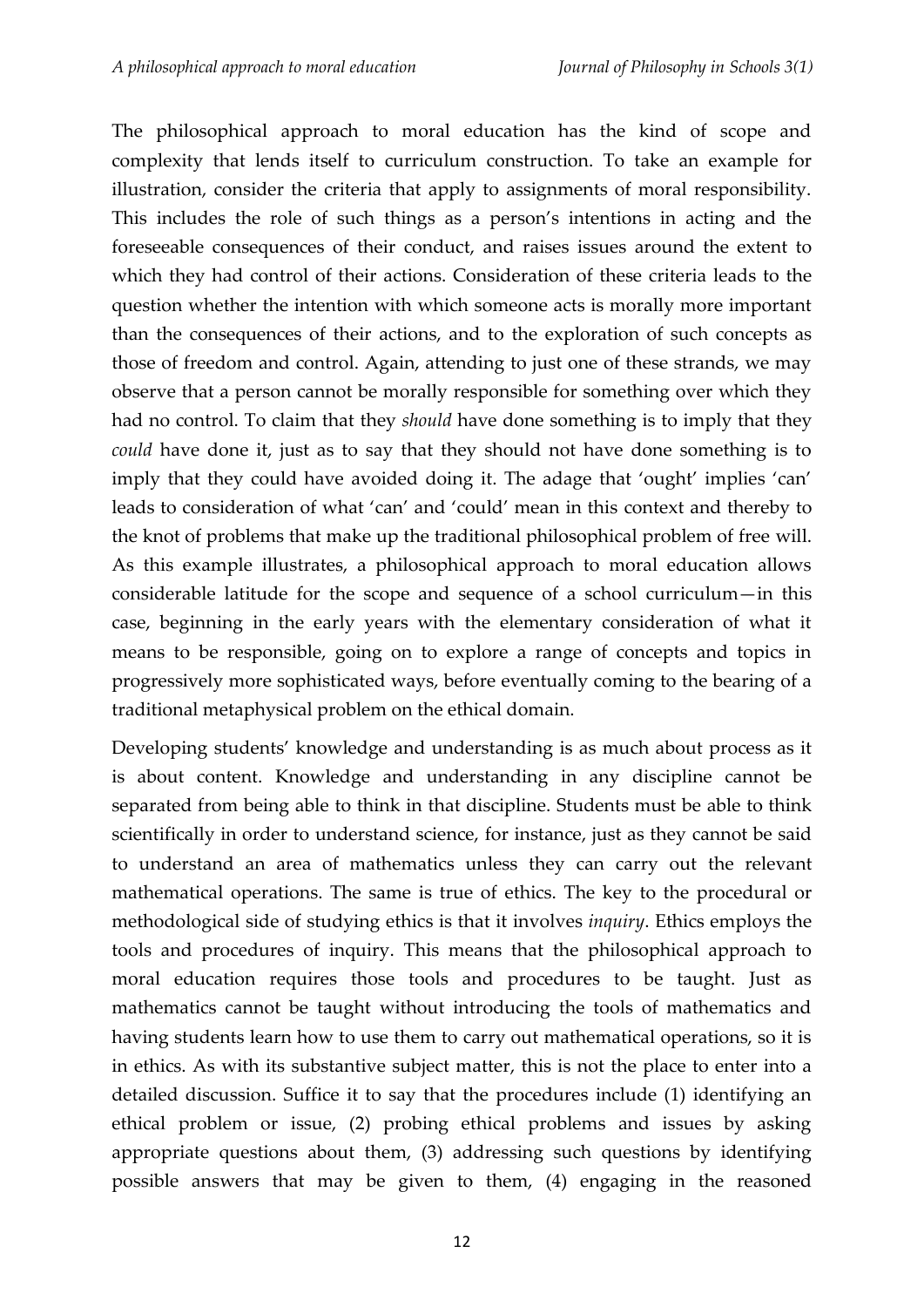The philosophical approach to moral education has the kind of scope and complexity that lends itself to curriculum construction. To take an example for illustration, consider the criteria that apply to assignments of moral responsibility. This includes the role of such things as a person's intentions in acting and the foreseeable consequences of their conduct, and raises issues around the extent to which they had control of their actions. Consideration of these criteria leads to the question whether the intention with which someone acts is morally more important than the consequences of their actions, and to the exploration of such concepts as those of freedom and control. Again, attending to just one of these strands, we may observe that a person cannot be morally responsible for something over which they had no control. To claim that they *should* have done something is to imply that they *could* have done it, just as to say that they should not have done something is to imply that they could have avoided doing it. The adage that 'ought' implies 'can' leads to consideration of what 'can' and 'could' mean in this context and thereby to the knot of problems that make up the traditional philosophical problem of free will. As this example illustrates, a philosophical approach to moral education allows considerable latitude for the scope and sequence of a school curriculum—in this case, beginning in the early years with the elementary consideration of what it means to be responsible, going on to explore a range of concepts and topics in progressively more sophisticated ways, before eventually coming to the bearing of a traditional metaphysical problem on the ethical domain.

Developing students' knowledge and understanding is as much about process as it is about content. Knowledge and understanding in any discipline cannot be separated from being able to think in that discipline. Students must be able to think scientifically in order to understand science, for instance, just as they cannot be said to understand an area of mathematics unless they can carry out the relevant mathematical operations. The same is true of ethics. The key to the procedural or methodological side of studying ethics is that it involves *inquiry*. Ethics employs the tools and procedures of inquiry. This means that the philosophical approach to moral education requires those tools and procedures to be taught. Just as mathematics cannot be taught without introducing the tools of mathematics and having students learn how to use them to carry out mathematical operations, so it is in ethics. As with its substantive subject matter, this is not the place to enter into a detailed discussion. Suffice it to say that the procedures include (1) identifying an ethical problem or issue, (2) probing ethical problems and issues by asking appropriate questions about them, (3) addressing such questions by identifying possible answers that may be given to them, (4) engaging in the reasoned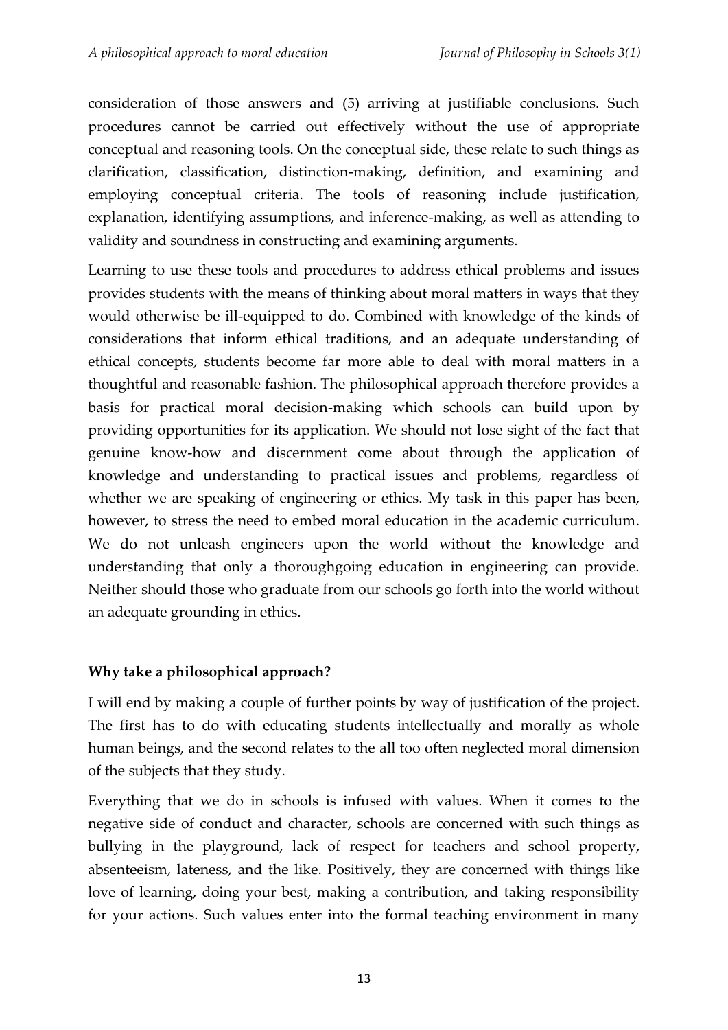consideration of those answers and (5) arriving at justifiable conclusions. Such procedures cannot be carried out effectively without the use of appropriate conceptual and reasoning tools. On the conceptual side, these relate to such things as clarification, classification, distinction-making, definition, and examining and employing conceptual criteria. The tools of reasoning include justification, explanation, identifying assumptions, and inference-making, as well as attending to validity and soundness in constructing and examining arguments.

Learning to use these tools and procedures to address ethical problems and issues provides students with the means of thinking about moral matters in ways that they would otherwise be ill-equipped to do. Combined with knowledge of the kinds of considerations that inform ethical traditions, and an adequate understanding of ethical concepts, students become far more able to deal with moral matters in a thoughtful and reasonable fashion. The philosophical approach therefore provides a basis for practical moral decision-making which schools can build upon by providing opportunities for its application. We should not lose sight of the fact that genuine know-how and discernment come about through the application of knowledge and understanding to practical issues and problems, regardless of whether we are speaking of engineering or ethics. My task in this paper has been, however, to stress the need to embed moral education in the academic curriculum. We do not unleash engineers upon the world without the knowledge and understanding that only a thoroughgoing education in engineering can provide. Neither should those who graduate from our schools go forth into the world without an adequate grounding in ethics.

**Why take a philosophical approach?**

I will end by making a couple of further points by way of justification of the project. The first has to do with educating students intellectually and morally as whole human beings, and the second relates to the all too often neglected moral dimension of the subjects that they study.

Everything that we do in schools is infused with values. When it comes to the negative side of conduct and character, schools are concerned with such things as bullying in the playground, lack of respect for teachers and school property, absenteeism, lateness, and the like. Positively, they are concerned with things like love of learning, doing your best, making a contribution, and taking responsibility for your actions. Such values enter into the formal teaching environment in many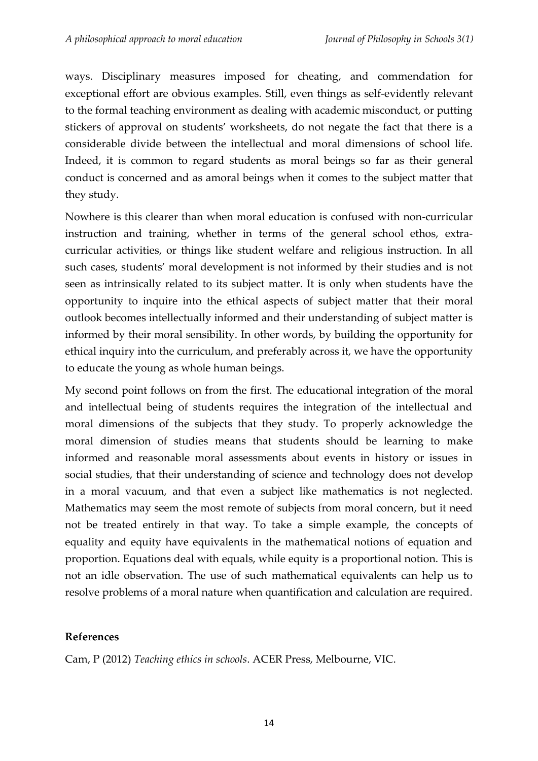ways. Disciplinary measures imposed for cheating, and commendation for exceptional effort are obvious examples. Still, even things as self-evidently relevant to the formal teaching environment as dealing with academic misconduct, or putting stickers of approval on students' worksheets, do not negate the fact that there is a considerable divide between the intellectual and moral dimensions of school life. Indeed, it is common to regard students as moral beings so far as their general conduct is concerned and as amoral beings when it comes to the subject matter that they study.

Nowhere is this clearer than when moral education is confused with non-curricular instruction and training, whether in terms of the general school ethos, extra-curricular activities, or things like student welfare and religious instruction. In all such cases, students' moral development is not informed by their studies and is not seen as intrinsically related to its subject matter. It is only when students have the opportunity to inquire into the ethical aspects of subject matter that their moral outlook becomes intellectually informed and their understanding of subject matter is informed by their moral sensibility. In other words, by building the opportunity for ethical inquiry into the curriculum, and preferably across it, we have the opportunity to educate the young as whole human beings.

My second point follows on from the first. The educational integration of the moral and intellectual being of students requires the integration of the intellectual and moral dimensions of the subjects that they study. To properly acknowledge the moral dimension of studies means that students should be learning to make informed and reasonable moral assessments about events in history or issues in social studies, that their understanding of science and technology does not develop in a moral vacuum, and that even a subject like mathematics is not neglected. Mathematics may seem the most remote of subjects from moral concern, but it need not be treated entirely in that way. To take a simple example, the concepts of equality and equity have equivalents in the mathematical notions of equation and proportion. Equations deal with equals, while equity is a proportional notion. This is not an idle observation. The use of such mathematical equivalents can help us to resolve problems of a moral nature when quantification and calculation are required.

## References

Cam, P (2012) *Teaching ethics in schools*. ACER Press, Melbourne, VIC.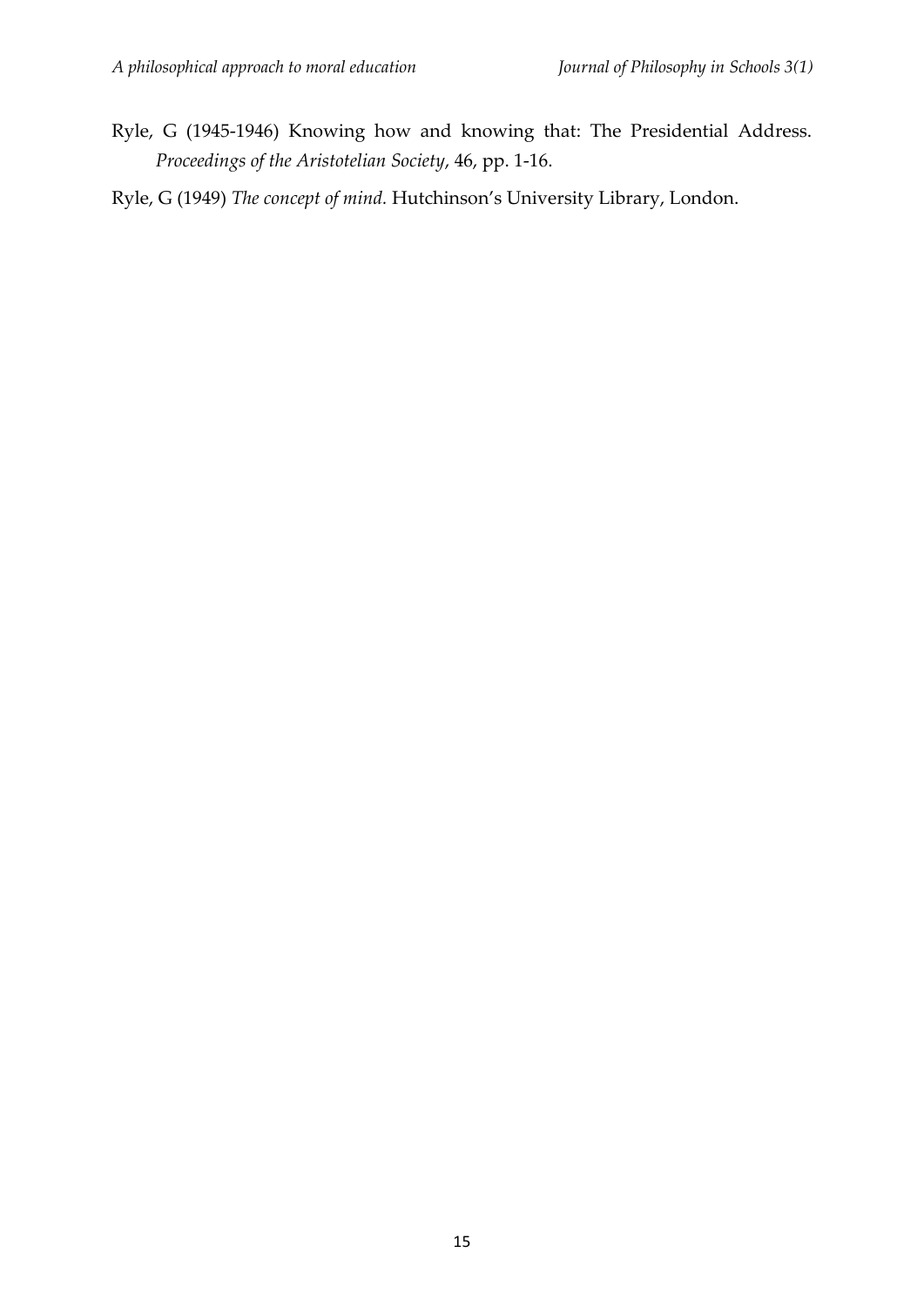Ryle, G (1945-1946) Knowing how and knowing that: The Presidential Address. *Proceedings of the Aristotelian Society*, 46, pp. 1-16.

Ryle, G (1949) *The concept of mind.* Hutchinson's University Library, London.